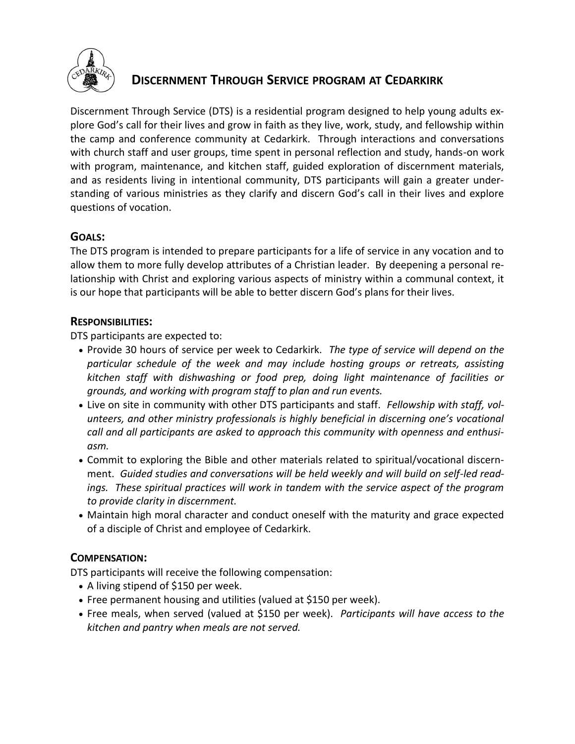# Discernment Through Service program at Cedarkirk

Discernment Through Service (DTS) is a residential program designed to help young adults explore God's call for their lives and grow in faith as they live, work, study, and fellowship within the camp and conference community at Cedarkirk. Through interactions and conversations with church staff and user groups, time spent in personal reflection and study, hands-on work with program, maintenance, and kitchen staff, guided exploration of discernment materials, and as residents living in intentional community, DTS participants will gain a greater understanding of various ministries as they clarify and discern God's call in their lives and explore questions of vocation.

## Goals:

The DTS program is intended to prepare participants for a life of service in any vocation and to allow them to more fully develop attributes of a Christian leader. By deepening a personal relationship with Christ and exploring various aspects of ministry within a communal context, it is our hope that participants will be able to better discern God's plans for their lives.

## Responsibilities:

DTS participants are expected to:

- Provide 30 hours of service per week to Cedarkirk. *The type of service will depend on the particular schedule of the week and may include hosting groups or retreats, assisting kitchen staff with dishwashing or food prep, doing light maintenance of facilities or grounds, and working with program staff to plan and run events.*
- Live on site in community with other DTS participants and staff. *Fellowship with staff, volunteers, and other ministry professionals is highly beneficial in discerning one's vocational call and all participants are asked to approach this community with openness and enthusiasm.*
- Commit to exploring the Bible and other materials related to spiritual/vocational discernment. *Guided studies and conversations will be held weekly and will build on self-led readings. These spiritual practices will work in tandem with the service aspect of the program to provide clarity in discernment.*
- Maintain high moral character and conduct oneself with the maturity and grace expected of a disciple of Christ and employee of Cedarkirk.

## Compensation:

DTS participants will receive the following compensation:

- A living stipend of $150 per week.
- Free permanent housing and utilities (valued at $150 per week).
- Free meals, when served (valued at $150 per week). *Participants will have access to the kitchen and pantry when meals are not served.*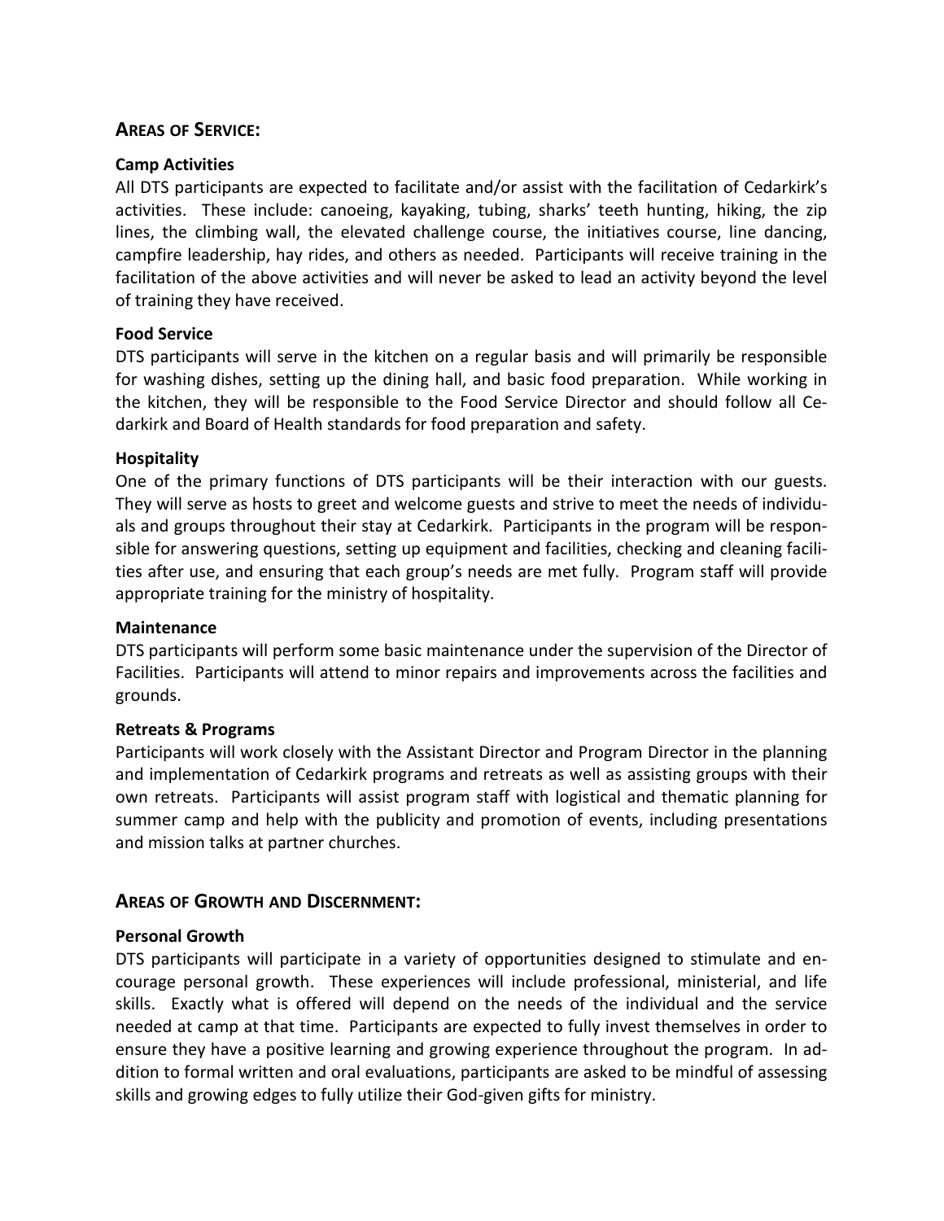## AREAS OF SERVICE:

### Camp Activities

All DTS participants are expected to facilitate and/or assist with the facilitation of Cedarkirk's activities. These include: canoeing, kayaking, tubing, sharks' teeth hunting, hiking, the zip lines, the climbing wall, the elevated challenge course, the initiatives course, line dancing, campfire leadership, hay rides, and others as needed. Participants will receive training in the facilitation of the above activities and will never be asked to lead an activity beyond the level of training they have received.

### Food Service

DTS participants will serve in the kitchen on a regular basis and will primarily be responsible for washing dishes, setting up the dining hall, and basic food preparation. While working in the kitchen, they will be responsible to the Food Service Director and should follow all Cedarkirk and Board of Health standards for food preparation and safety.

### Hospitality

One of the primary functions of DTS participants will be their interaction with our guests. They will serve as hosts to greet and welcome guests and strive to meet the needs of individuals and groups throughout their stay at Cedarkirk. Participants in the program will be responsible for answering questions, setting up equipment and facilities, checking and cleaning facilities after use, and ensuring that each group's needs are met fully. Program staff will provide appropriate training for the ministry of hospitality.

### Maintenance

DTS participants will perform some basic maintenance under the supervision of the Director of Facilities. Participants will attend to minor repairs and improvements across the facilities and grounds.

### Retreats & Programs

Participants will work closely with the Assistant Director and Program Director in the planning and implementation of Cedarkirk programs and retreats as well as assisting groups with their own retreats. Participants will assist program staff with logistical and thematic planning for summer camp and help with the publicity and promotion of events, including presentations and mission talks at partner churches.

## AREAS OF GROWTH AND DISCERNMENT:

### Personal Growth

DTS participants will participate in a variety of opportunities designed to stimulate and encourage personal growth. These experiences will include professional, ministerial, and life skills. Exactly what is offered will depend on the needs of the individual and the service needed at camp at that time. Participants are expected to fully invest themselves in order to ensure they have a positive learning and growing experience throughout the program. In addition to formal written and oral evaluations, participants are asked to be mindful of assessing skills and growing edges to fully utilize their God-given gifts for ministry.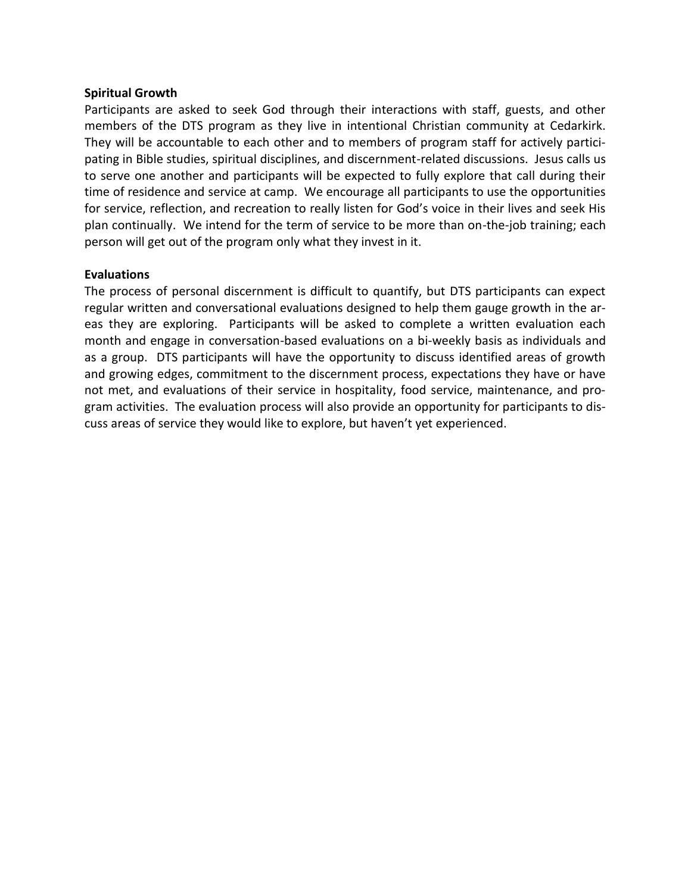**Spiritual Growth**

Participants are asked to seek God through their interactions with staff, guests, and other members of the DTS program as they live in intentional Christian community at Cedarkirk. They will be accountable to each other and to members of program staff for actively participating in Bible studies, spiritual disciplines, and discernment-related discussions. Jesus calls us to serve one another and participants will be expected to fully explore that call during their time of residence and service at camp. We encourage all participants to use the opportunities for service, reflection, and recreation to really listen for God's voice in their lives and seek His plan continually. We intend for the term of service to be more than on-the-job training; each person will get out of the program only what they invest in it.

**Evaluations**

The process of personal discernment is difficult to quantify, but DTS participants can expect regular written and conversational evaluations designed to help them gauge growth in the areas they are exploring. Participants will be asked to complete a written evaluation each month and engage in conversation-based evaluations on a bi-weekly basis as individuals and as a group. DTS participants will have the opportunity to discuss identified areas of growth and growing edges, commitment to the discernment process, expectations they have or have not met, and evaluations of their service in hospitality, food service, maintenance, and program activities. The evaluation process will also provide an opportunity for participants to discuss areas of service they would like to explore, but haven't yet experienced.